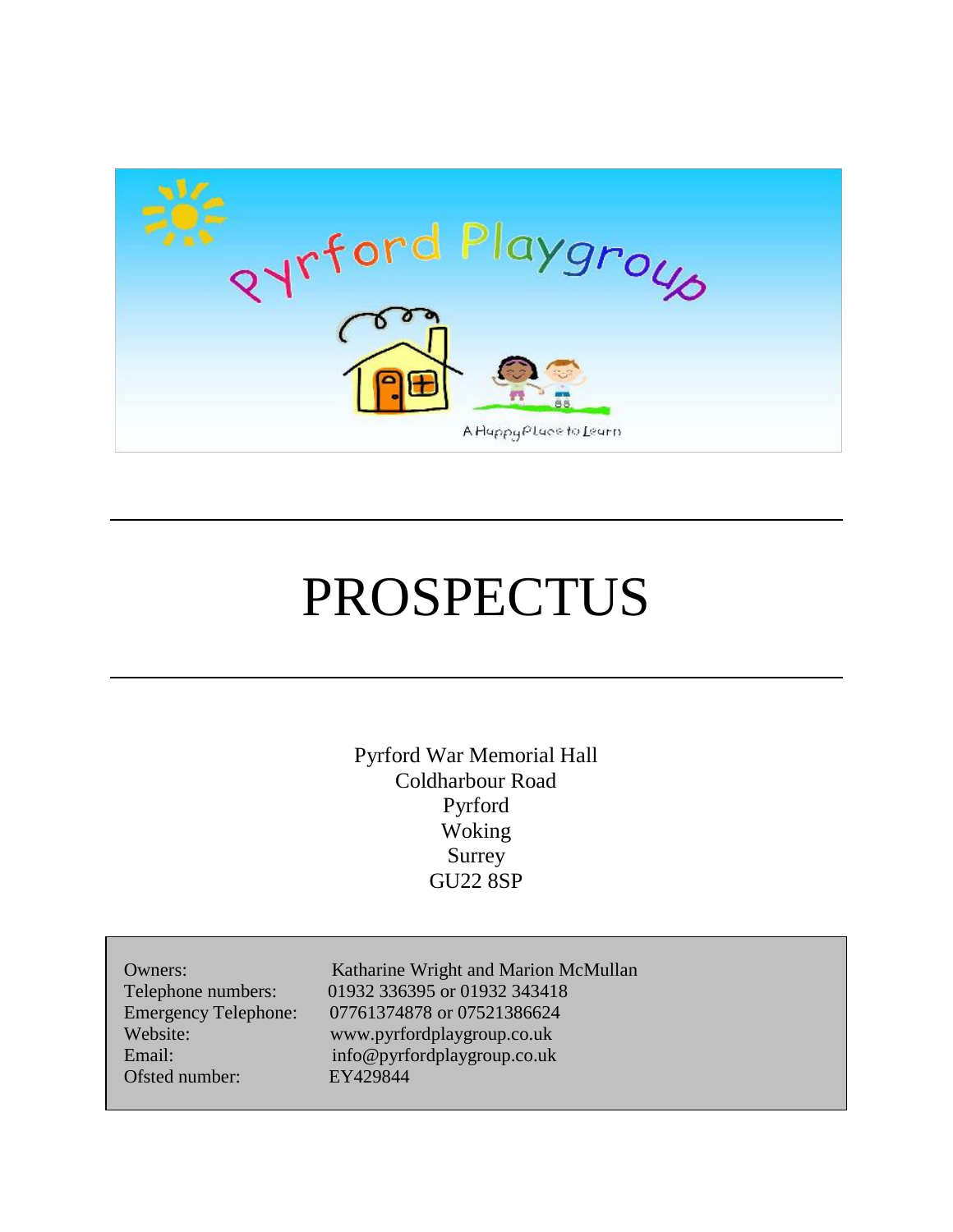Pyrford Playgroup

A Happy Place to Learn

# PROSPECTUS

Pyrford War Memorial Hall
Coldharbour Road
Pyrford
Woking
Surrey
GU22 8SP

| | |
|---|---|
| Owners: | Katharine Wright and Marion McMullan |
| Telephone numbers: | 01932 336395 or 01932 343418 |
| Emergency Telephone: | 07761374878 or 07521386624 |
| Website: | www.pyrfordplaygroup.co.uk |
| Email: | info@pyrfordplaygroup.co.uk |
| Ofsted number: | EY429844 |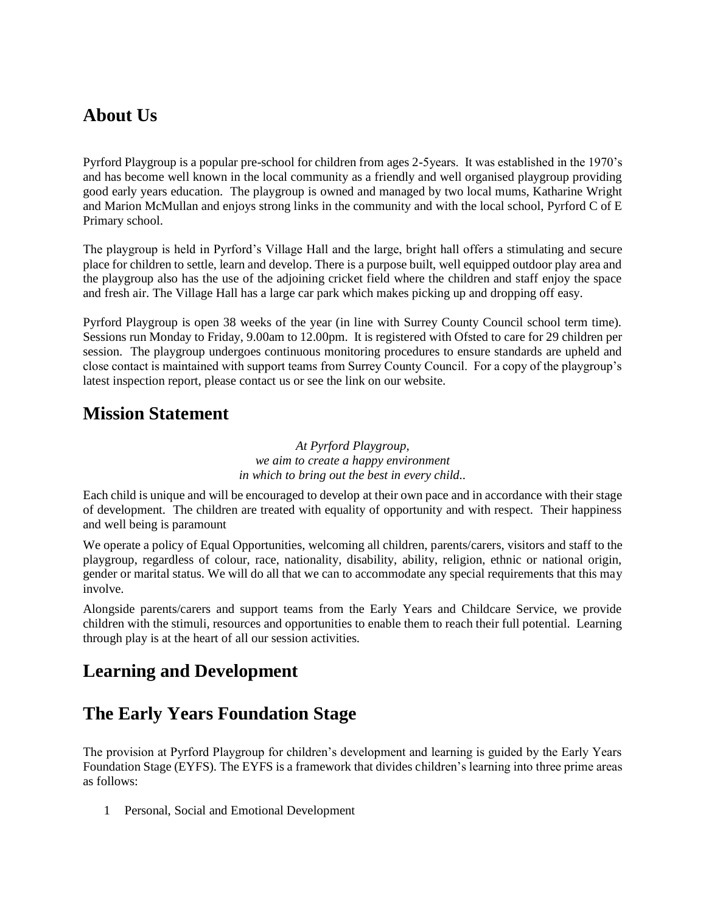## About Us

Pyrford Playgroup is a popular pre-school for children from ages 2-5years. It was established in the 1970's and has become well known in the local community as a friendly and well organised playgroup providing good early years education. The playgroup is owned and managed by two local mums, Katharine Wright and Marion McMullan and enjoys strong links in the community and with the local school, Pyrford C of E Primary school.

The playgroup is held in Pyrford's Village Hall and the large, bright hall offers a stimulating and secure place for children to settle, learn and develop. There is a purpose built, well equipped outdoor play area and the playgroup also has the use of the adjoining cricket field where the children and staff enjoy the space and fresh air. The Village Hall has a large car park which makes picking up and dropping off easy.

Pyrford Playgroup is open 38 weeks of the year (in line with Surrey County Council school term time). Sessions run Monday to Friday, 9.00am to 12.00pm. It is registered with Ofsted to care for 29 children per session. The playgroup undergoes continuous monitoring procedures to ensure standards are upheld and close contact is maintained with support teams from Surrey County Council. For a copy of the playgroup's latest inspection report, please contact us or see the link on our website.

## Mission Statement

*At Pyrford Playgroup,*
*we aim to create a happy environment*
*in which to bring out the best in every child..*

Each child is unique and will be encouraged to develop at their own pace and in accordance with their stage of development. The children are treated with equality of opportunity and with respect. Their happiness and well being is paramount

We operate a policy of Equal Opportunities, welcoming all children, parents/carers, visitors and staff to the playgroup, regardless of colour, race, nationality, disability, ability, religion, ethnic or national origin, gender or marital status. We will do all that we can to accommodate any special requirements that this may involve.

Alongside parents/carers and support teams from the Early Years and Childcare Service, we provide children with the stimuli, resources and opportunities to enable them to reach their full potential. Learning through play is at the heart of all our session activities.

## Learning and Development

## The Early Years Foundation Stage

The provision at Pyrford Playgroup for children's development and learning is guided by the Early Years Foundation Stage (EYFS). The EYFS is a framework that divides children's learning into three prime areas as follows:

1 Personal, Social and Emotional Development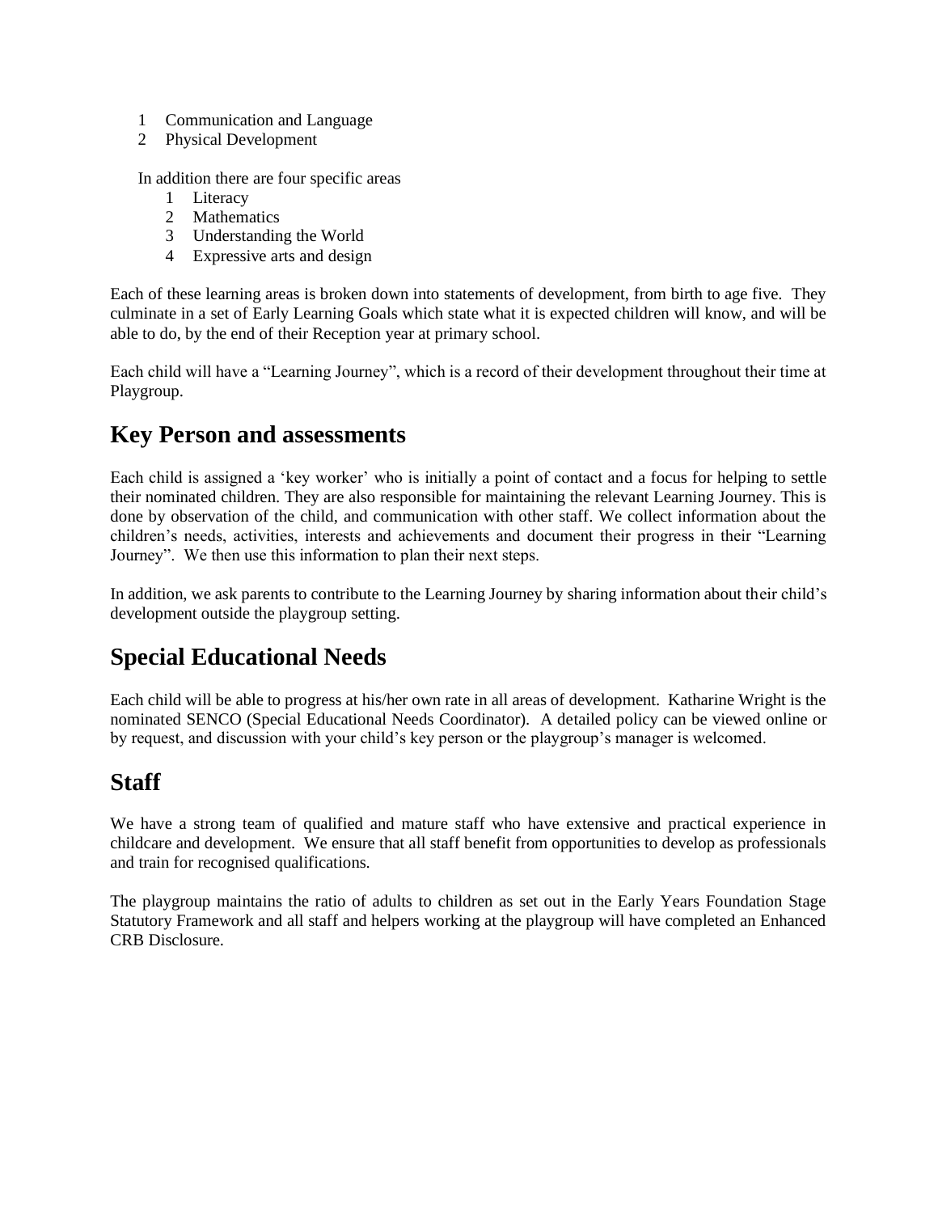1. Communication and Language
2. Physical Development

In addition there are four specific areas

1. Literacy
2. Mathematics
3. Understanding the World
4. Expressive arts and design

Each of these learning areas is broken down into statements of development, from birth to age five. They culminate in a set of Early Learning Goals which state what it is expected children will know, and will be able to do, by the end of their Reception year at primary school.

Each child will have a "Learning Journey", which is a record of their development throughout their time at Playgroup.

## Key Person and assessments

Each child is assigned a 'key worker' who is initially a point of contact and a focus for helping to settle their nominated children. They are also responsible for maintaining the relevant Learning Journey. This is done by observation of the child, and communication with other staff. We collect information about the children's needs, activities, interests and achievements and document their progress in their "Learning Journey". We then use this information to plan their next steps.

In addition, we ask parents to contribute to the Learning Journey by sharing information about their child's development outside the playgroup setting.

## Special Educational Needs

Each child will be able to progress at his/her own rate in all areas of development. Katharine Wright is the nominated SENCO (Special Educational Needs Coordinator). A detailed policy can be viewed online or by request, and discussion with your child's key person or the playgroup's manager is welcomed.

## Staff

We have a strong team of qualified and mature staff who have extensive and practical experience in childcare and development. We ensure that all staff benefit from opportunities to develop as professionals and train for recognised qualifications.

The playgroup maintains the ratio of adults to children as set out in the Early Years Foundation Stage Statutory Framework and all staff and helpers working at the playgroup will have completed an Enhanced CRB Disclosure.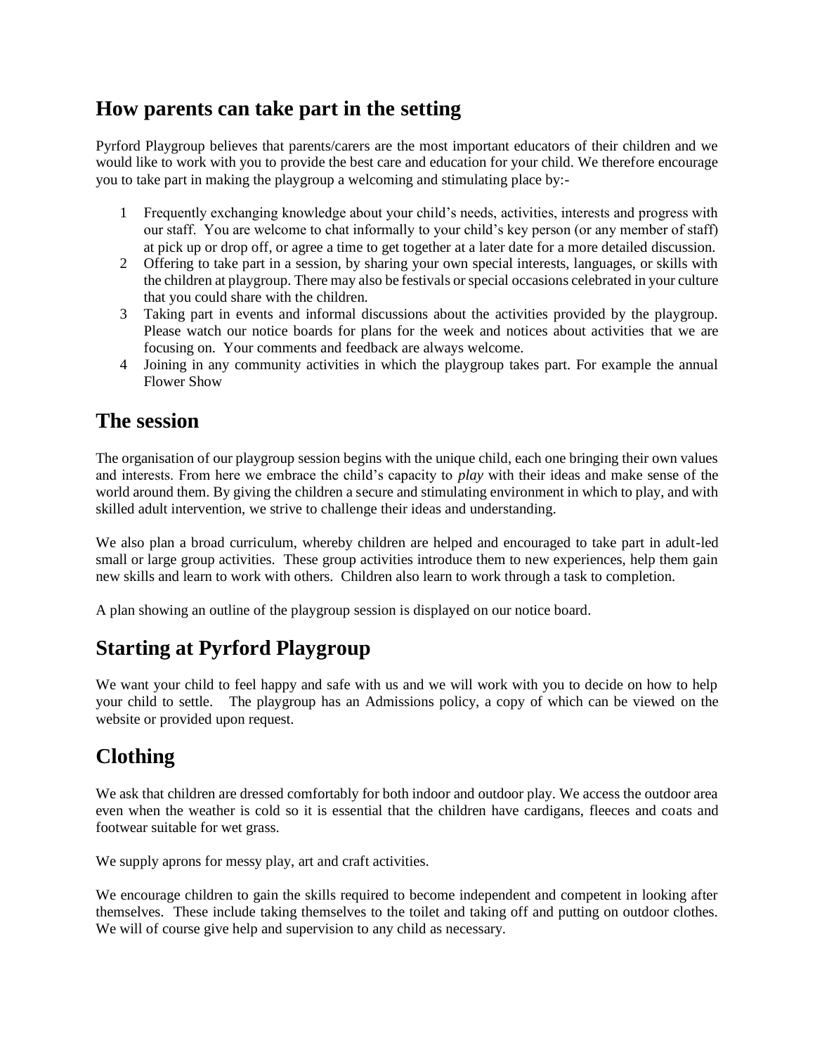## How parents can take part in the setting

Pyrford Playgroup believes that parents/carers are the most important educators of their children and we would like to work with you to provide the best care and education for your child. We therefore encourage you to take part in making the playgroup a welcoming and stimulating place by:-

1. Frequently exchanging knowledge about your child's needs, activities, interests and progress with our staff. You are welcome to chat informally to your child's key person (or any member of staff) at pick up or drop off, or agree a time to get together at a later date for a more detailed discussion.
2. Offering to take part in a session, by sharing your own special interests, languages, or skills with the children at playgroup. There may also be festivals or special occasions celebrated in your culture that you could share with the children.
3. Taking part in events and informal discussions about the activities provided by the playgroup. Please watch our notice boards for plans for the week and notices about activities that we are focusing on. Your comments and feedback are always welcome.
4. Joining in any community activities in which the playgroup takes part. For example the annual Flower Show

## The session

The organisation of our playgroup session begins with the unique child, each one bringing their own values and interests. From here we embrace the child's capacity to *play* with their ideas and make sense of the world around them. By giving the children a secure and stimulating environment in which to play, and with skilled adult intervention, we strive to challenge their ideas and understanding.

We also plan a broad curriculum, whereby children are helped and encouraged to take part in adult-led small or large group activities. These group activities introduce them to new experiences, help them gain new skills and learn to work with others. Children also learn to work through a task to completion.

A plan showing an outline of the playgroup session is displayed on our notice board.

## Starting at Pyrford Playgroup

We want your child to feel happy and safe with us and we will work with you to decide on how to help your child to settle. The playgroup has an Admissions policy, a copy of which can be viewed on the website or provided upon request.

## Clothing

We ask that children are dressed comfortably for both indoor and outdoor play. We access the outdoor area even when the weather is cold so it is essential that the children have cardigans, fleeces and coats and footwear suitable for wet grass.

We supply aprons for messy play, art and craft activities.

We encourage children to gain the skills required to become independent and competent in looking after themselves. These include taking themselves to the toilet and taking off and putting on outdoor clothes. We will of course give help and supervision to any child as necessary.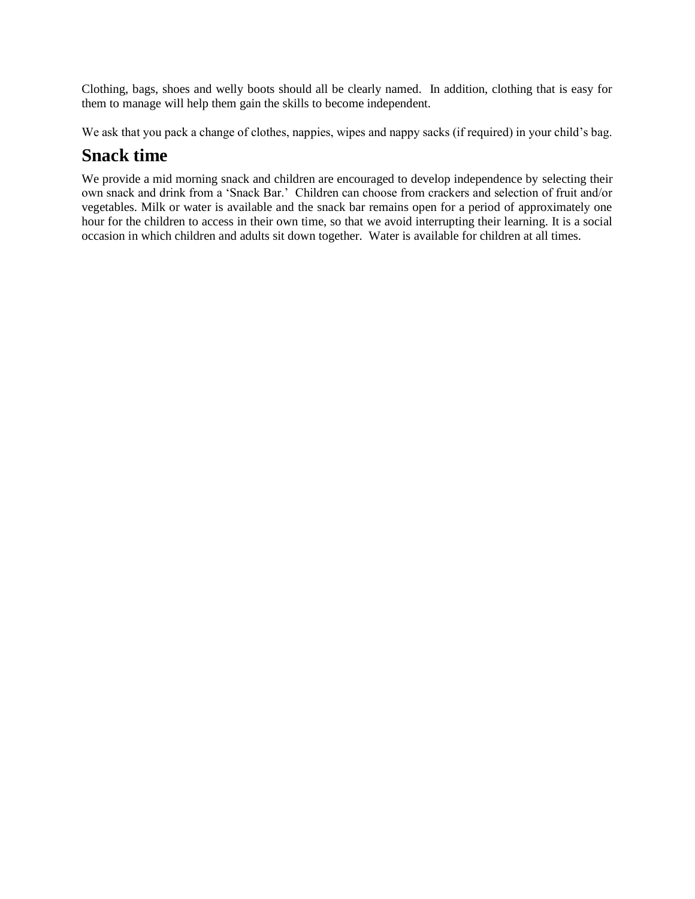Clothing, bags, shoes and welly boots should all be clearly named. In addition, clothing that is easy for them to manage will help them gain the skills to become independent.

We ask that you pack a change of clothes, nappies, wipes and nappy sacks (if required) in your child's bag.

## Snack time

We provide a mid morning snack and children are encouraged to develop independence by selecting their own snack and drink from a 'Snack Bar.' Children can choose from crackers and selection of fruit and/or vegetables. Milk or water is available and the snack bar remains open for a period of approximately one hour for the children to access in their own time, so that we avoid interrupting their learning. It is a social occasion in which children and adults sit down together. Water is available for children at all times.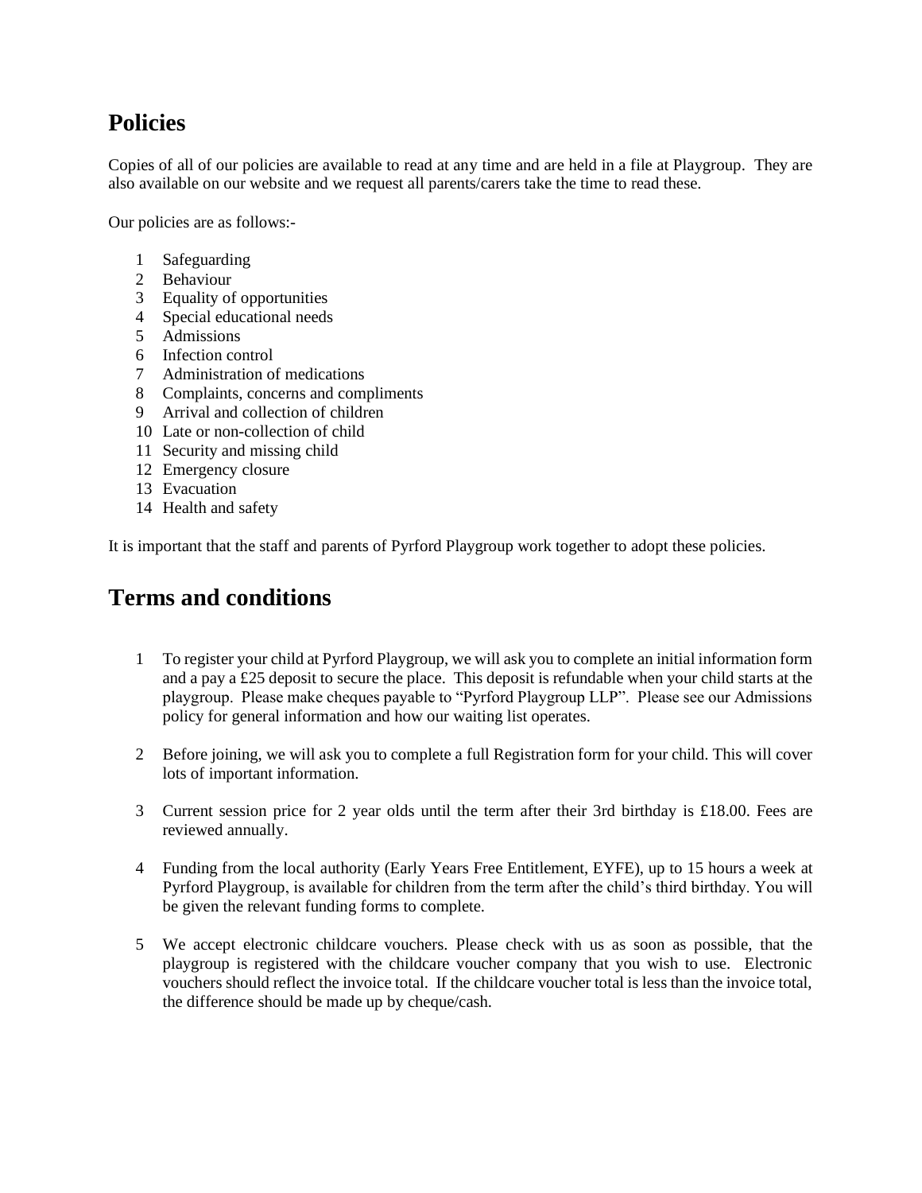## Policies

Copies of all of our policies are available to read at any time and are held in a file at Playgroup. They are also available on our website and we request all parents/carers take the time to read these.

Our policies are as follows:-

1. Safeguarding
2. Behaviour
3. Equality of opportunities
4. Special educational needs
5. Admissions
6. Infection control
7. Administration of medications
8. Complaints, concerns and compliments
9. Arrival and collection of children
10. Late or non-collection of child
11. Security and missing child
12. Emergency closure
13. Evacuation
14. Health and safety

It is important that the staff and parents of Pyrford Playgroup work together to adopt these policies.

## Terms and conditions

1. To register your child at Pyrford Playgroup, we will ask you to complete an initial information form and a pay a £25 deposit to secure the place. This deposit is refundable when your child starts at the playgroup. Please make cheques payable to "Pyrford Playgroup LLP". Please see our Admissions policy for general information and how our waiting list operates.

2. Before joining, we will ask you to complete a full Registration form for your child. This will cover lots of important information.

3. Current session price for 2 year olds until the term after their 3rd birthday is £18.00. Fees are reviewed annually.

4. Funding from the local authority (Early Years Free Entitlement, EYFE), up to 15 hours a week at Pyrford Playgroup, is available for children from the term after the child's third birthday. You will be given the relevant funding forms to complete.

5. We accept electronic childcare vouchers. Please check with us as soon as possible, that the playgroup is registered with the childcare voucher company that you wish to use. Electronic vouchers should reflect the invoice total. If the childcare voucher total is less than the invoice total, the difference should be made up by cheque/cash.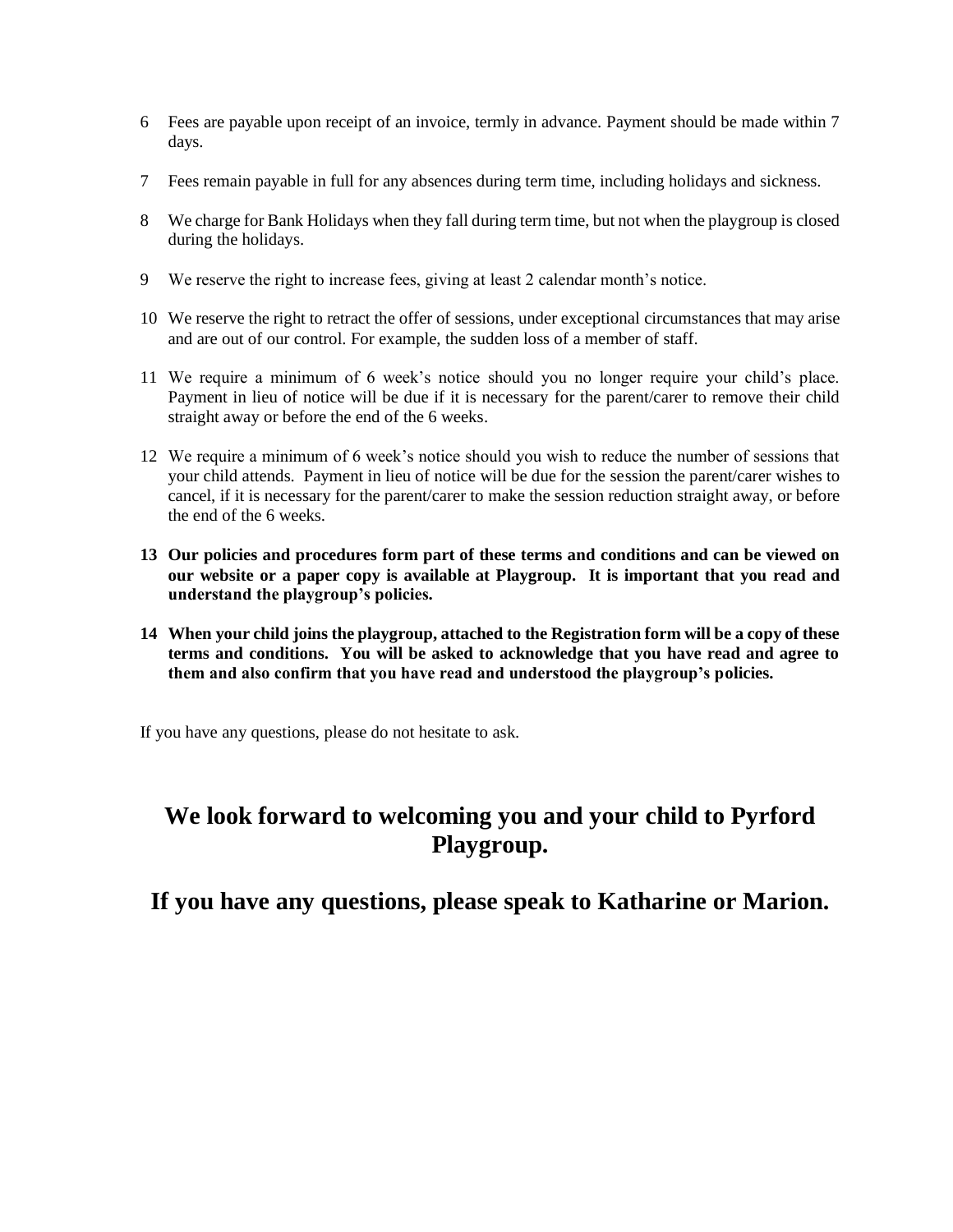6. Fees are payable upon receipt of an invoice, termly in advance. Payment should be made within 7 days.

7. Fees remain payable in full for any absences during term time, including holidays and sickness.

8. We charge for Bank Holidays when they fall during term time, but not when the playgroup is closed during the holidays.

9. We reserve the right to increase fees, giving at least 2 calendar month's notice.

10. We reserve the right to retract the offer of sessions, under exceptional circumstances that may arise and are out of our control. For example, the sudden loss of a member of staff.

11. We require a minimum of 6 week's notice should you no longer require your child's place. Payment in lieu of notice will be due if it is necessary for the parent/carer to remove their child straight away or before the end of the 6 weeks.

12. We require a minimum of 6 week's notice should you wish to reduce the number of sessions that your child attends. Payment in lieu of notice will be due for the session the parent/carer wishes to cancel, if it is necessary for the parent/carer to make the session reduction straight away, or before the end of the 6 weeks.

13. **Our policies and procedures form part of these terms and conditions and can be viewed on our website or a paper copy is available at Playgroup. It is important that you read and understand the playgroup's policies.**

14. **When your child joins the playgroup, attached to the Registration form will be a copy of these terms and conditions. You will be asked to acknowledge that you have read and agree to them and also confirm that you have read and understood the playgroup's policies.**

If you have any questions, please do not hesitate to ask.

## We look forward to welcoming you and your child to Pyrford Playgroup.

## If you have any questions, please speak to Katharine or Marion.